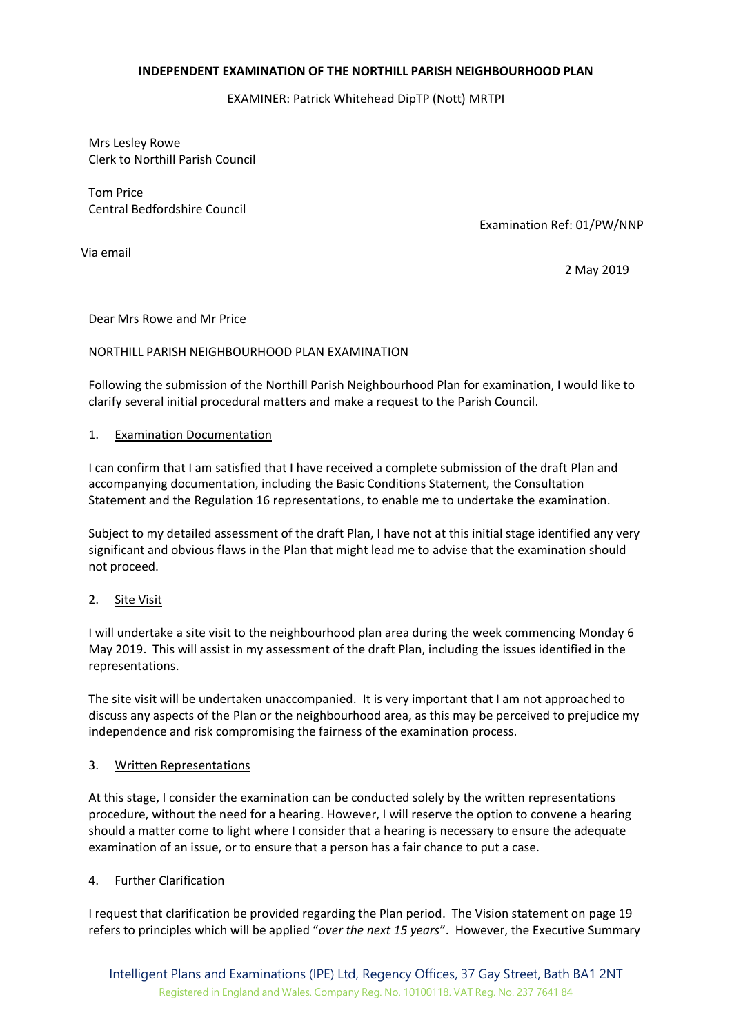**INDEPENDENT EXAMINATION OF THE NORTHILL PARISH NEIGHBOURHOOD PLAN**

EXAMINER: Patrick Whitehead DipTP (Nott) MRTPI

Mrs Lesley Rowe
Clerk to Northill Parish Council

Tom Price
Central Bedfordshire Council

Examination Ref: 01/PW/NNP

Via email

2 May 2019

Dear Mrs Rowe and Mr Price

NORTHILL PARISH NEIGHBOURHOOD PLAN EXAMINATION

Following the submission of the Northill Parish Neighbourhood Plan for examination, I would like to clarify several initial procedural matters and make a request to the Parish Council.

1. Examination Documentation

I can confirm that I am satisfied that I have received a complete submission of the draft Plan and accompanying documentation, including the Basic Conditions Statement, the Consultation Statement and the Regulation 16 representations, to enable me to undertake the examination.

Subject to my detailed assessment of the draft Plan, I have not at this initial stage identified any very significant and obvious flaws in the Plan that might lead me to advise that the examination should not proceed.

2. Site Visit

I will undertake a site visit to the neighbourhood plan area during the week commencing Monday 6 May 2019. This will assist in my assessment of the draft Plan, including the issues identified in the representations.

The site visit will be undertaken unaccompanied. It is very important that I am not approached to discuss any aspects of the Plan or the neighbourhood area, as this may be perceived to prejudice my independence and risk compromising the fairness of the examination process.

3. Written Representations

At this stage, I consider the examination can be conducted solely by the written representations procedure, without the need for a hearing. However, I will reserve the option to convene a hearing should a matter come to light where I consider that a hearing is necessary to ensure the adequate examination of an issue, or to ensure that a person has a fair chance to put a case.

4. Further Clarification

I request that clarification be provided regarding the Plan period. The Vision statement on page 19 refers to principles which will be applied "*over the next 15 years*". However, the Executive Summary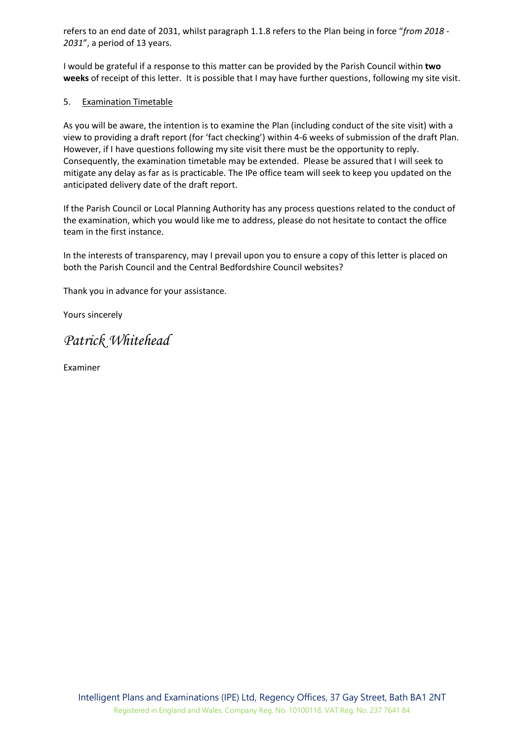refers to an end date of 2031, whilst paragraph 1.1.8 refers to the Plan being in force "*from 2018 - 2031*", a period of 13 years.

I would be grateful if a response to this matter can be provided by the Parish Council within **two weeks** of receipt of this letter. It is possible that I may have further questions, following my site visit.

5. Examination Timetable

As you will be aware, the intention is to examine the Plan (including conduct of the site visit) with a view to providing a draft report (for 'fact checking') within 4-6 weeks of submission of the draft Plan. However, if I have questions following my site visit there must be the opportunity to reply. Consequently, the examination timetable may be extended. Please be assured that I will seek to mitigate any delay as far as is practicable. The IPe office team will seek to keep you updated on the anticipated delivery date of the draft report.

If the Parish Council or Local Planning Authority has any process questions related to the conduct of the examination, which you would like me to address, please do not hesitate to contact the office team in the first instance.

In the interests of transparency, may I prevail upon you to ensure a copy of this letter is placed on both the Parish Council and the Central Bedfordshire Council websites?

Thank you in advance for your assistance.

Yours sincerely

*Patrick Whitehead*

Examiner

Intelligent Plans and Examinations (IPE) Ltd, Regency Offices, 37 Gay Street, Bath BA1 2NT
Registered in England and Wales. Company Reg. No. 10100118. VAT Reg. No. 237 7641 84